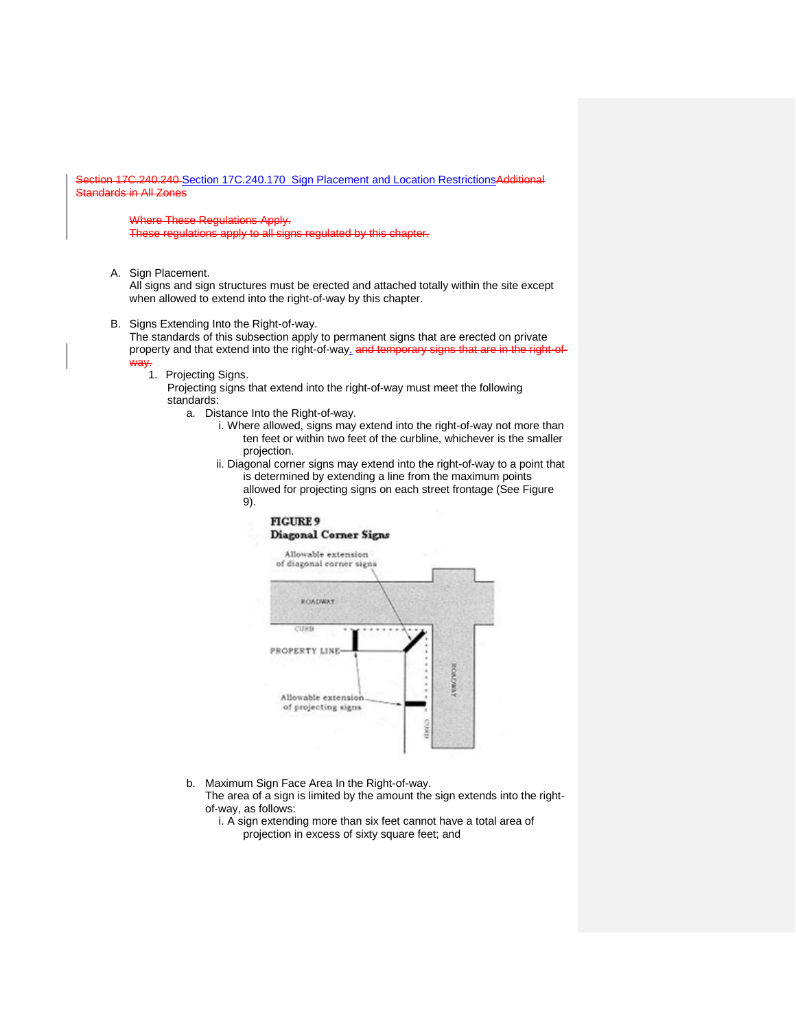~~Section 17C.240.240~~ Section 17C.240.170 Sign Placement and Location Restrictions~~Additional Standards in All Zones~~

~~Where These Regulations Apply.~~
~~These regulations apply to all signs regulated by this chapter.~~

A. Sign Placement.
All signs and sign structures must be erected and attached totally within the site except when allowed to extend into the right-of-way by this chapter.

B. Signs Extending Into the Right-of-way.
The standards of this subsection apply to permanent signs that are erected on private property and that extend into the right-of-way. ~~and temporary signs that are in the right-of-way.~~

1. Projecting Signs.
   Projecting signs that extend into the right-of-way must meet the following standards:
   a. Distance Into the Right-of-way.
      i. Where allowed, signs may extend into the right-of-way not more than ten feet or within two feet of the curbline, whichever is the smaller projection.
      ii. Diagonal corner signs may extend into the right-of-way to a point that is determined by extending a line from the maximum points allowed for projecting signs on each street frontage (See Figure 9).

**FIGURE 9**
**Diagonal Corner Signs**

   b. Maximum Sign Face Area In the Right-of-way.
      The area of a sign is limited by the amount the sign extends into the right-of-way, as follows:
      i. A sign extending more than six feet cannot have a total area of projection in excess of sixty square feet; and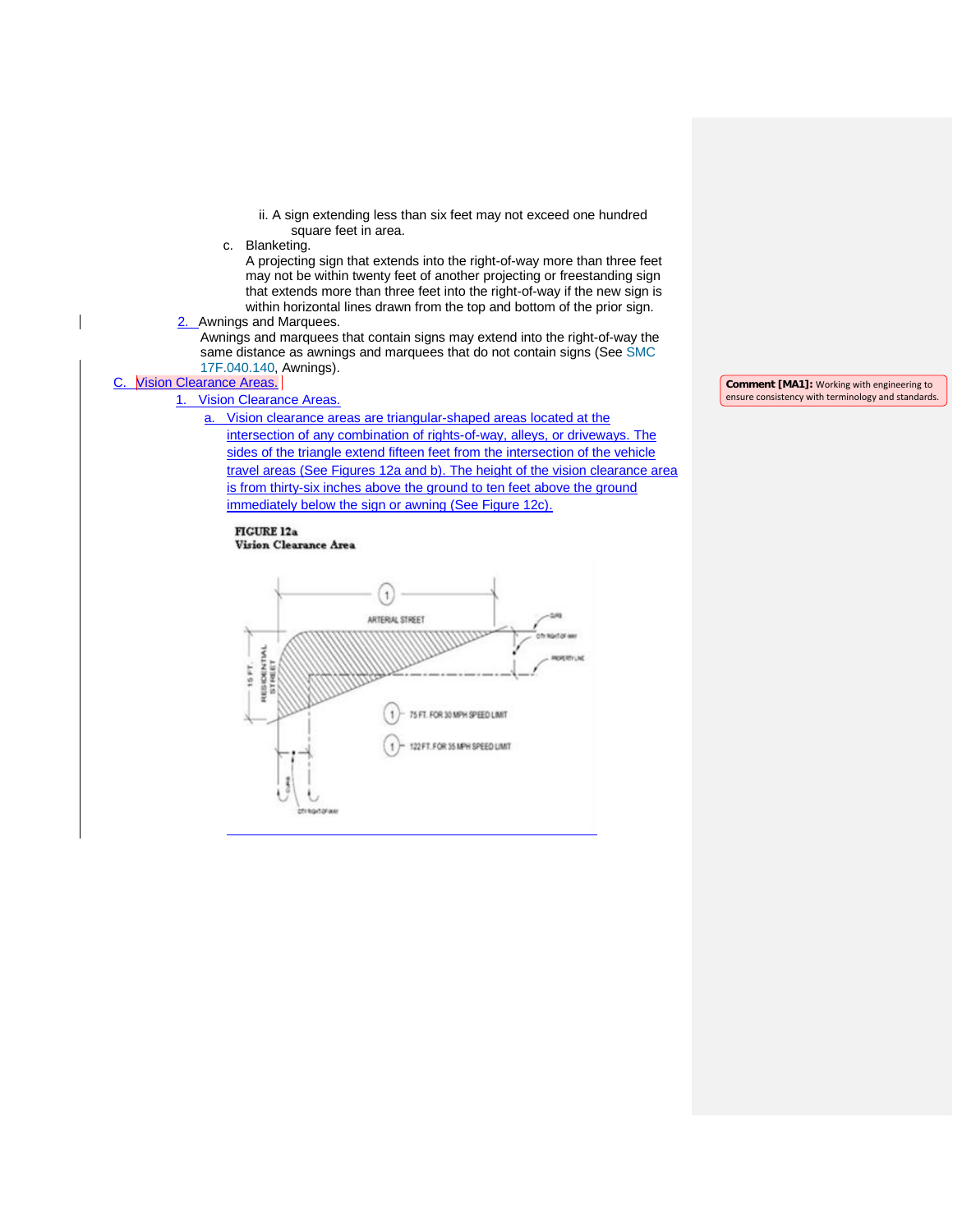ii. A sign extending less than six feet may not exceed one hundred square feet in area.

c. Blanketing.
A projecting sign that extends into the right-of-way more than three feet may not be within twenty feet of another projecting or freestanding sign that extends more than three feet into the right-of-way if the new sign is within horizontal lines drawn from the top and bottom of the prior sign.

2. Awnings and Marquees.
Awnings and marquees that contain signs may extend into the right-of-way the same distance as awnings and marquees that do not contain signs (See SMC 17F.040.140, Awnings).

C. Vision Clearance Areas.

1. Vision Clearance Areas.

a. Vision clearance areas are triangular-shaped areas located at the intersection of any combination of rights-of-way, alleys, or driveways. The sides of the triangle extend fifteen feet from the intersection of the vehicle travel areas (See Figures 12a and b). The height of the vision clearance area is from thirty-six inches above the ground to ten feet above the ground immediately below the sign or awning (See Figure 12c).

**FIGURE 12a**
**Vision Clearance Area**

Comment [MA1]: Working with engineering to ensure consistency with terminology and standards.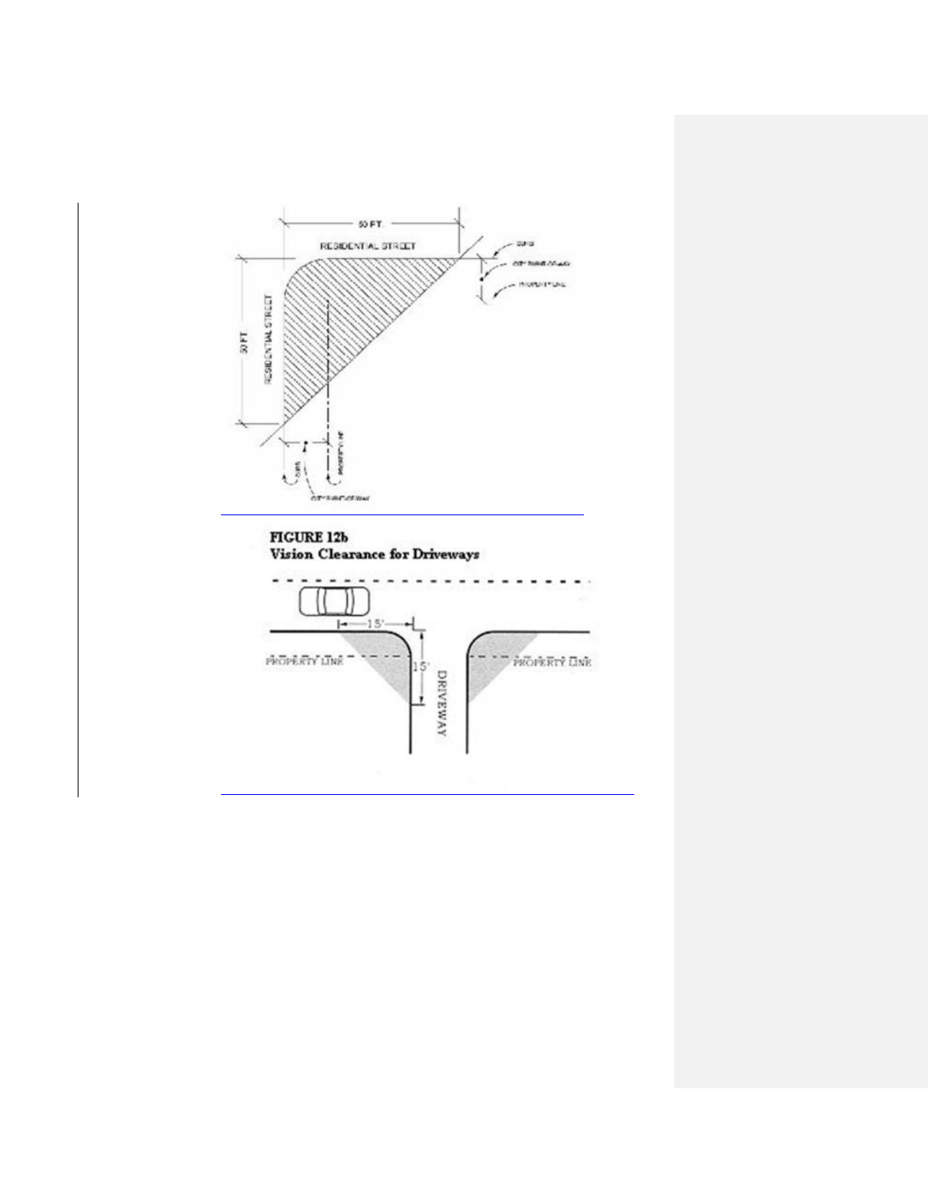**FIGURE 12b**
**Vision Clearance for Driveways**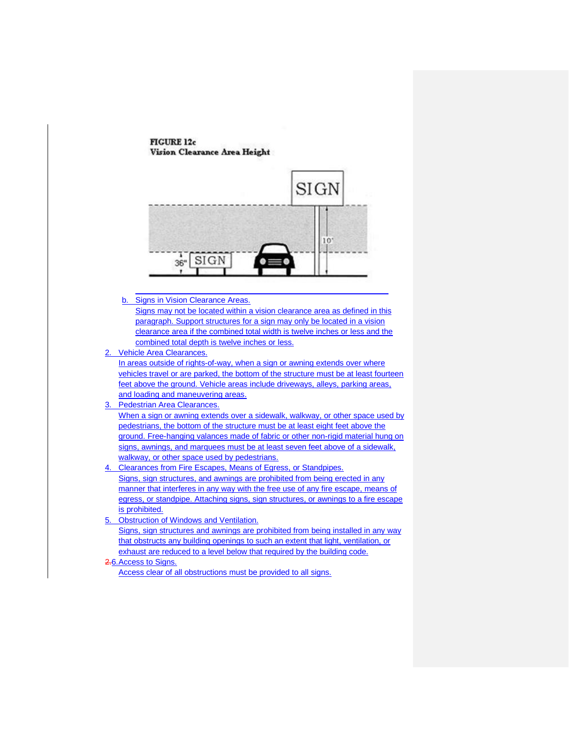**FIGURE 12c**
**Vision Clearance Area Height**

b. Signs in Vision Clearance Areas.
Signs may not be located within a vision clearance area as defined in this paragraph. Support structures for a sign may only be located in a vision clearance area if the combined total width is twelve inches or less and the combined total depth is twelve inches or less.

2. Vehicle Area Clearances.
In areas outside of rights-of-way, when a sign or awning extends over where vehicles travel or are parked, the bottom of the structure must be at least fourteen feet above the ground. Vehicle areas include driveways, alleys, parking areas, and loading and maneuvering areas.

3. Pedestrian Area Clearances.
When a sign or awning extends over a sidewalk, walkway, or other space used by pedestrians, the bottom of the structure must be at least eight feet above the ground. Free-hanging valances made of fabric or other non-rigid material hung on signs, awnings, and marquees must be at least seven feet above of a sidewalk, walkway, or other space used by pedestrians.

4. Clearances from Fire Escapes, Means of Egress, or Standpipes.
Signs, sign structures, and awnings are prohibited from being erected in any manner that interferes in any way with the free use of any fire escape, means of egress, or standpipe. Attaching signs, sign structures, or awnings to a fire escape is prohibited.

5. Obstruction of Windows and Ventilation.
Signs, sign structures and awnings are prohibited from being installed in any way that obstructs any building openings to such an extent that light, ventilation, or exhaust are reduced to a level below that required by the building code.

~~2.~~6. Access to Signs.
Access clear of all obstructions must be provided to all signs.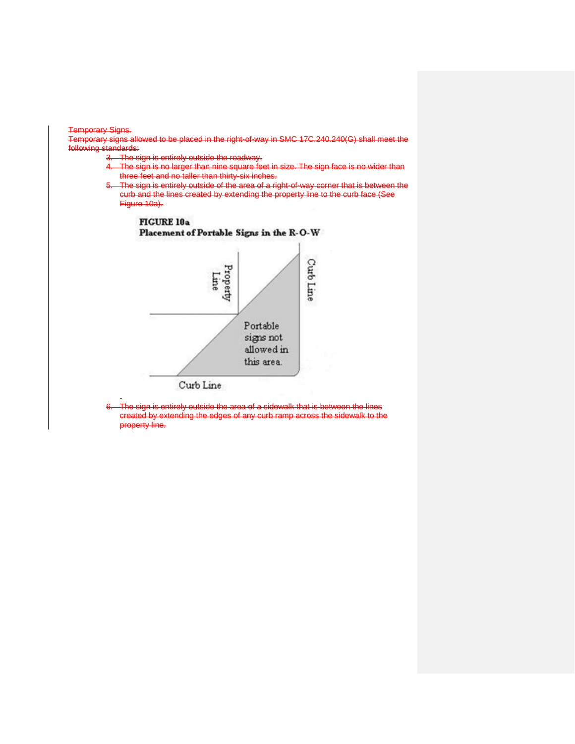~~Temporary Signs.~~

~~Temporary signs allowed to be placed in the right-of-way in SMC 17C.240.240(G) shall meet the following standards:~~

3. ~~The sign is entirely outside the roadway.~~
4. ~~The sign is no larger than nine square feet in size. The sign face is no wider than three feet and no taller than thirty-six inches.~~
5. ~~The sign is entirely outside of the area of a right-of-way corner that is between the curb and the lines created by extending the property line to the curb face (See Figure 10a).~~

**FIGURE 10a**
**Placement of Portable Signs in the R-O-W**

Property Line

Curb Line

Portable signs not allowed in this area.

Curb Line

6. ~~The sign is entirely outside the area of a sidewalk that is between the lines created by extending the edges of any curb ramp across the sidewalk to the property line.~~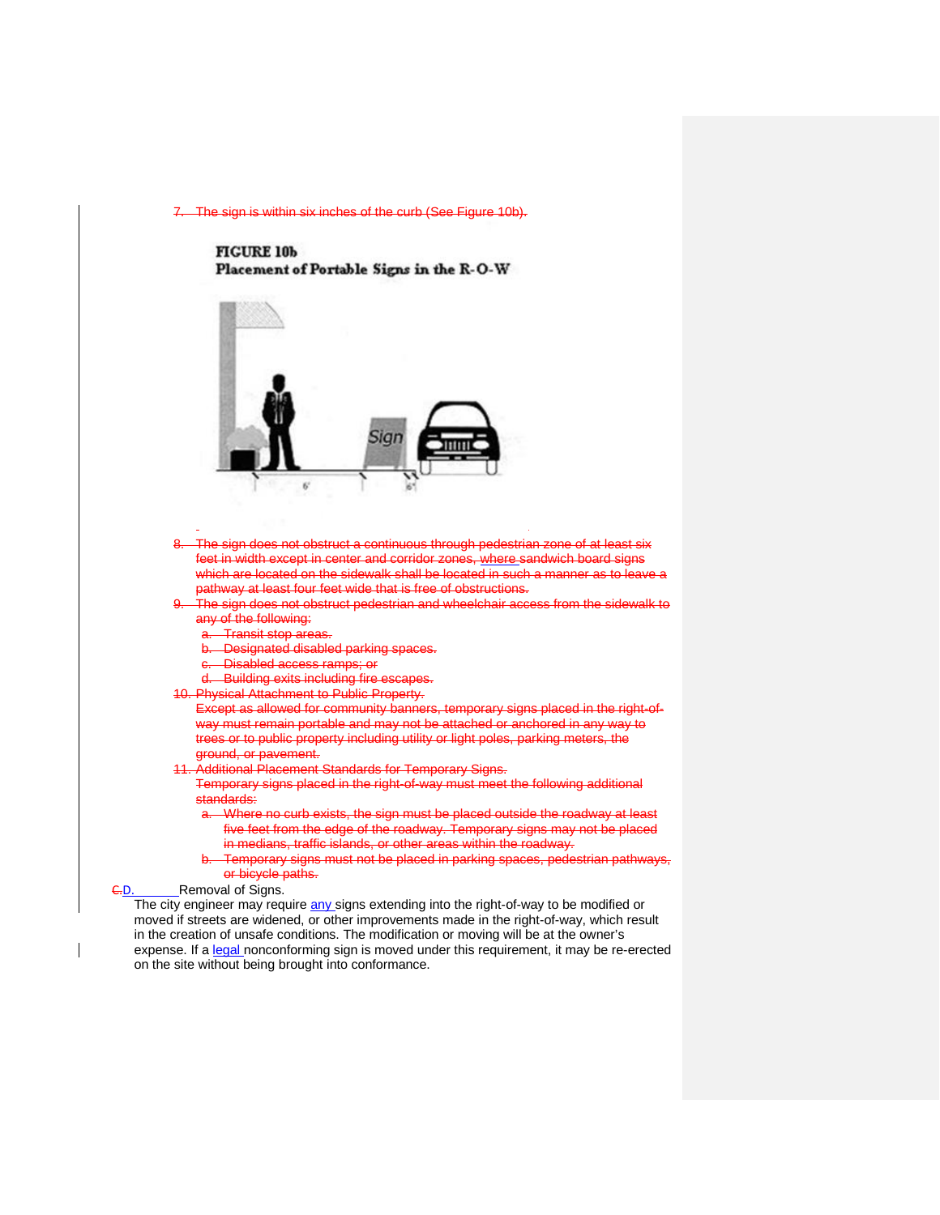7. The sign is within six inches of the curb (See Figure 10b).

**FIGURE 10b**
**Placement of Portable Signs in the R-O-W**

Sign

6'

6"

8. The sign does not obstruct a continuous through pedestrian zone of at least six feet in width except in center and corridor zones, where sandwich board signs which are located on the sidewalk shall be located in such a manner as to leave a pathway at least four feet wide that is free of obstructions.
9. The sign does not obstruct pedestrian and wheelchair access from the sidewalk to any of the following:
   a. Transit stop areas.
   b. Designated disabled parking spaces.
   c. Disabled access ramps; or
   d. Building exits including fire escapes.
10. Physical Attachment to Public Property.
    Except as allowed for community banners, temporary signs placed in the right-of-way must remain portable and may not be attached or anchored in any way to trees or to public property including utility or light poles, parking meters, the ground, or pavement.
11. Additional Placement Standards for Temporary Signs.
    Temporary signs placed in the right-of-way must meet the following additional standards:
    a. Where no curb exists, the sign must be placed outside the roadway at least five feet from the edge of the roadway. Temporary signs may not be placed in medians, traffic islands, or other areas within the roadway.
    b. Temporary signs must not be placed in parking spaces, pedestrian pathways, or bicycle paths.

C.D. Removal of Signs.
The city engineer may require any signs extending into the right-of-way to be modified or moved if streets are widened, or other improvements made in the right-of-way, which result in the creation of unsafe conditions. The modification or moving will be at the owner's expense. If a legal nonconforming sign is moved under this requirement, it may be re-erected on the site without being brought into conformance.